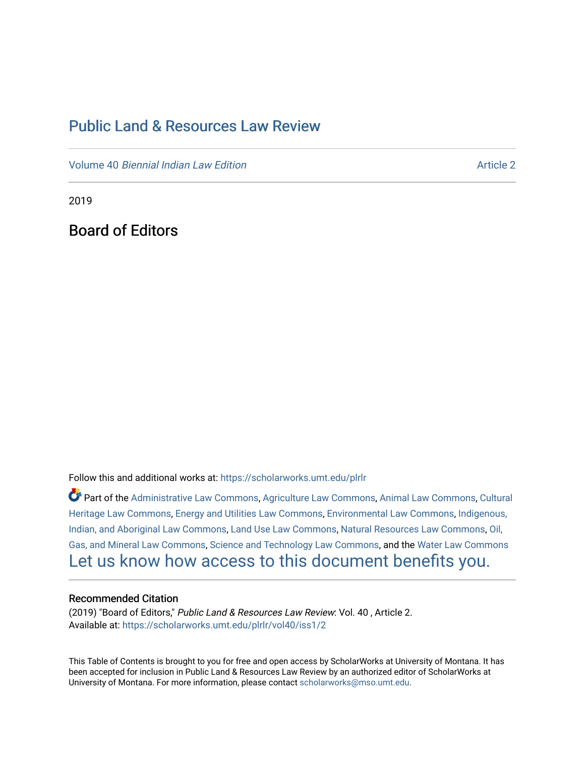# Public Land & Resources Law Review

Volume 40 *Biennial Indian Law Edition* Article 2

2019

## Board of Editors

Follow this and additional works at: https://scholarworks.umt.edu/plrlr

Part of the Administrative Law Commons, Agriculture Law Commons, Animal Law Commons, Cultural Heritage Law Commons, Energy and Utilities Law Commons, Environmental Law Commons, Indigenous, Indian, and Aboriginal Law Commons, Land Use Law Commons, Natural Resources Law Commons, Oil, Gas, and Mineral Law Commons, Science and Technology Law Commons, and the Water Law Commons

Let us know how access to this document benefits you.

### Recommended Citation

(2019) "Board of Editors," *Public Land & Resources Law Review*: Vol. 40 , Article 2.
Available at: https://scholarworks.umt.edu/plrlr/vol40/iss1/2

This Table of Contents is brought to you for free and open access by ScholarWorks at University of Montana. It has been accepted for inclusion in Public Land & Resources Law Review by an authorized editor of ScholarWorks at University of Montana. For more information, please contact scholarworks@mso.umt.edu.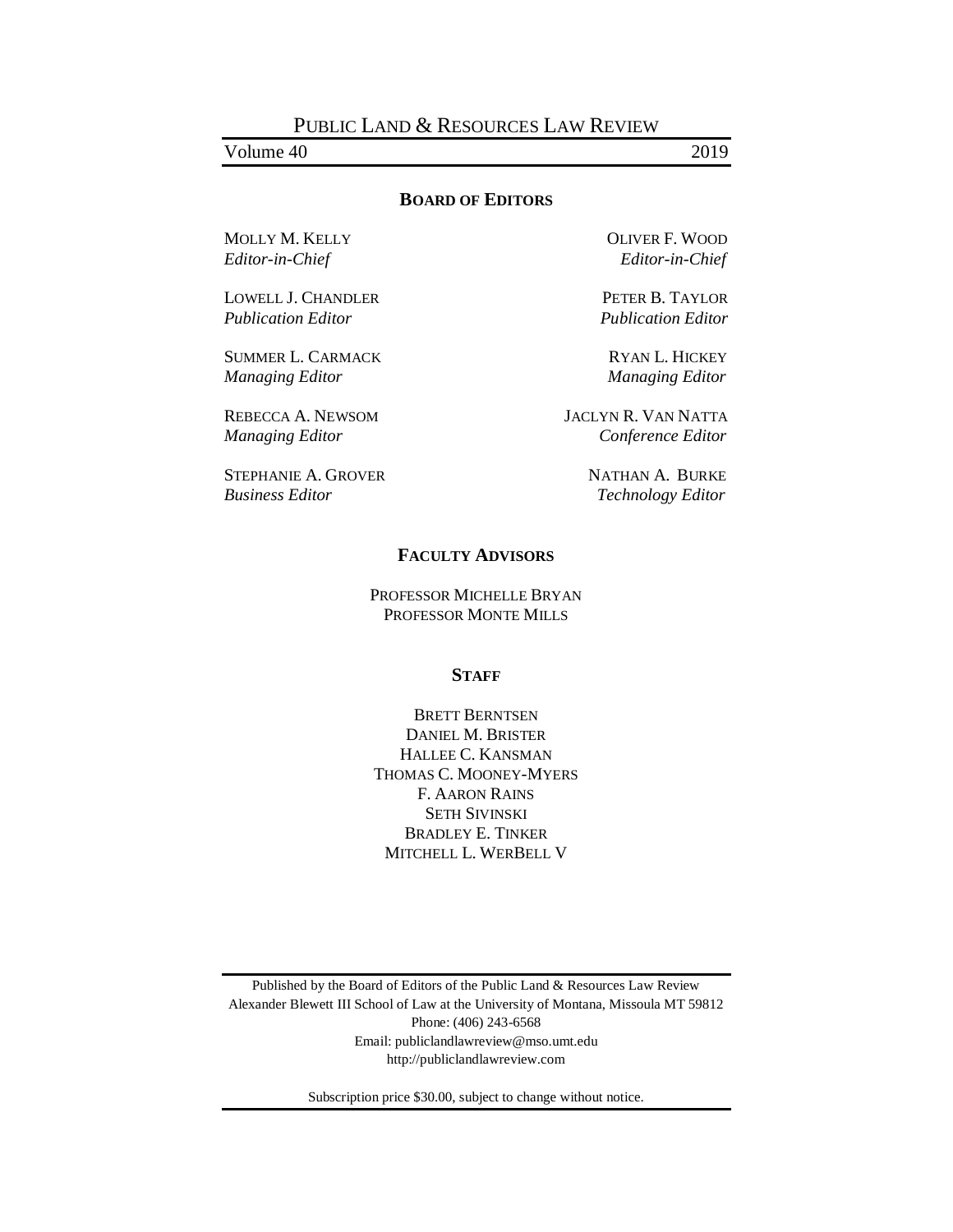# PUBLIC LAND & RESOURCES LAW REVIEW

Volume 40 2019

## BOARD OF EDITORS

MOLLY M. KELLY
*Editor-in-Chief*

OLIVER F. WOOD
*Editor-in-Chief*

LOWELL J. CHANDLER
*Publication Editor*

PETER B. TAYLOR
*Publication Editor*

SUMMER L. CARMACK
*Managing Editor*

RYAN L. HICKEY
*Managing Editor*

REBECCA A. NEWSOM
*Managing Editor*

JACLYN R. VAN NATTA
*Conference Editor*

STEPHANIE A. GROVER
*Business Editor*

NATHAN A. BURKE
*Technology Editor*

## FACULTY ADVISORS

PROFESSOR MICHELLE BRYAN
PROFESSOR MONTE MILLS

## STAFF

BRETT BERNTSEN
DANIEL M. BRISTER
HALLEE C. KANSMAN
THOMAS C. MOONEY-MYERS
F. AARON RAINS
SETH SIVINSKI
BRADLEY E. TINKER
MITCHELL L. WERBELL V

---

Published by the Board of Editors of the Public Land & Resources Law Review
Alexander Blewett III School of Law at the University of Montana, Missoula MT 59812
Phone: (406) 243-6568
Email: publiclandlawreview@mso.umt.edu
http://publiclandlawreview.com

Subscription price $30.00, subject to change without notice.